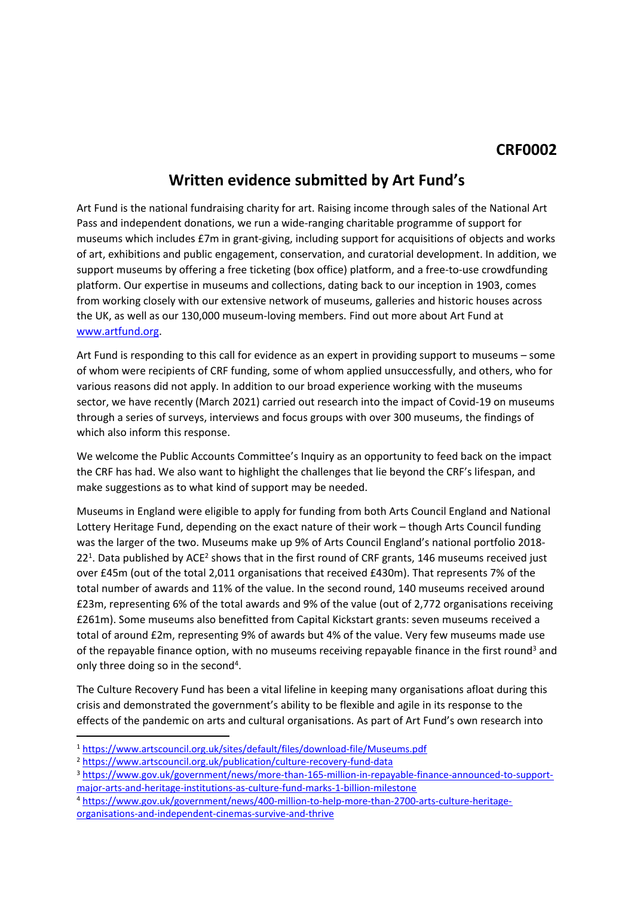**CRF0002**

# Written evidence submitted by Art Fund's

Art Fund is the national fundraising charity for art. Raising income through sales of the National Art Pass and independent donations, we run a wide-ranging charitable programme of support for museums which includes £7m in grant-giving, including support for acquisitions of objects and works of art, exhibitions and public engagement, conservation, and curatorial development. In addition, we support museums by offering a free ticketing (box office) platform, and a free-to-use crowdfunding platform. Our expertise in museums and collections, dating back to our inception in 1903, comes from working closely with our extensive network of museums, galleries and historic houses across the UK, as well as our 130,000 museum-loving members. Find out more about Art Fund at [www.artfund.org](http://www.artfund.org).

Art Fund is responding to this call for evidence as an expert in providing support to museums – some of whom were recipients of CRF funding, some of whom applied unsuccessfully, and others, who for various reasons did not apply. In addition to our broad experience working with the museums sector, we have recently (March 2021) carried out research into the impact of Covid-19 on museums through a series of surveys, interviews and focus groups with over 300 museums, the findings of which also inform this response.

We welcome the Public Accounts Committee's Inquiry as an opportunity to feed back on the impact the CRF has had. We also want to highlight the challenges that lie beyond the CRF's lifespan, and make suggestions as to what kind of support may be needed.

Museums in England were eligible to apply for funding from both Arts Council England and National Lottery Heritage Fund, depending on the exact nature of their work – though Arts Council funding was the larger of the two. Museums make up 9% of Arts Council England's national portfolio 2018-22[1]. Data published by ACE[2] shows that in the first round of CRF grants, 146 museums received just over £45m (out of the total 2,011 organisations that received £430m). That represents 7% of the total number of awards and 11% of the value. In the second round, 140 museums received around £23m, representing 6% of the total awards and 9% of the value (out of 2,772 organisations receiving £261m). Some museums also benefitted from Capital Kickstart grants: seven museums received a total of around £2m, representing 9% of awards but 4% of the value. Very few museums made use of the repayable finance option, with no museums receiving repayable finance in the first round[3] and only three doing so in the second[4].

The Culture Recovery Fund has been a vital lifeline in keeping many organisations afloat during this crisis and demonstrated the government's ability to be flexible and agile in its response to the effects of the pandemic on arts and cultural organisations. As part of Art Fund's own research into

---

[1] https://www.artscouncil.org.uk/sites/default/files/download-file/Museums.pdf

[2] https://www.artscouncil.org.uk/publication/culture-recovery-fund-data

[3] https://www.gov.uk/government/news/more-than-165-million-in-repayable-finance-announced-to-support-major-arts-and-heritage-institutions-as-culture-fund-marks-1-billion-milestone

[4] https://www.gov.uk/government/news/400-million-to-help-more-than-2700-arts-culture-heritage-organisations-and-independent-cinemas-survive-and-thrive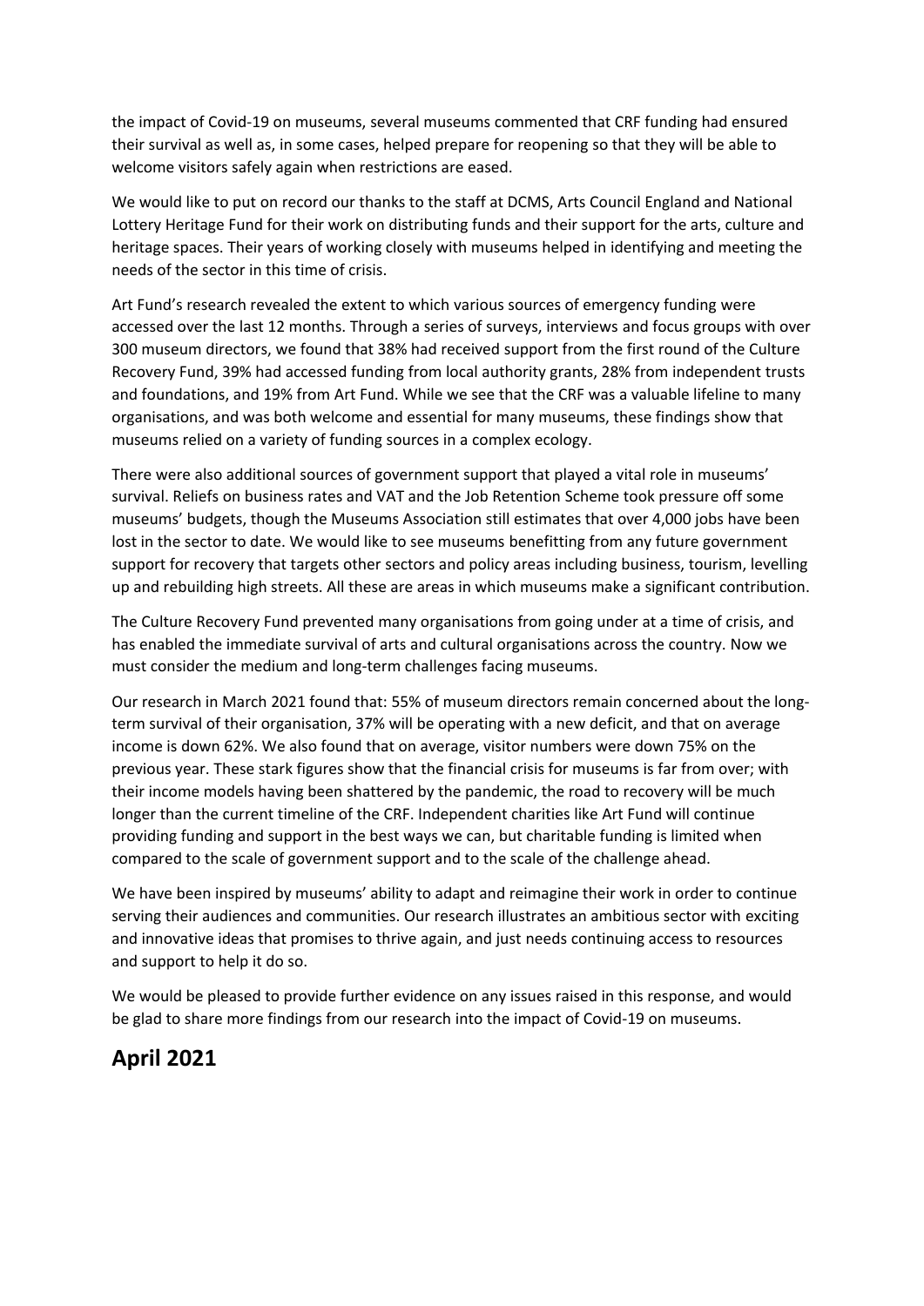the impact of Covid-19 on museums, several museums commented that CRF funding had ensured their survival as well as, in some cases, helped prepare for reopening so that they will be able to welcome visitors safely again when restrictions are eased.

We would like to put on record our thanks to the staff at DCMS, Arts Council England and National Lottery Heritage Fund for their work on distributing funds and their support for the arts, culture and heritage spaces. Their years of working closely with museums helped in identifying and meeting the needs of the sector in this time of crisis.

Art Fund's research revealed the extent to which various sources of emergency funding were accessed over the last 12 months. Through a series of surveys, interviews and focus groups with over 300 museum directors, we found that 38% had received support from the first round of the Culture Recovery Fund, 39% had accessed funding from local authority grants, 28% from independent trusts and foundations, and 19% from Art Fund. While we see that the CRF was a valuable lifeline to many organisations, and was both welcome and essential for many museums, these findings show that museums relied on a variety of funding sources in a complex ecology.

There were also additional sources of government support that played a vital role in museums' survival. Reliefs on business rates and VAT and the Job Retention Scheme took pressure off some museums' budgets, though the Museums Association still estimates that over 4,000 jobs have been lost in the sector to date. We would like to see museums benefitting from any future government support for recovery that targets other sectors and policy areas including business, tourism, levelling up and rebuilding high streets. All these are areas in which museums make a significant contribution.

The Culture Recovery Fund prevented many organisations from going under at a time of crisis, and has enabled the immediate survival of arts and cultural organisations across the country. Now we must consider the medium and long-term challenges facing museums.

Our research in March 2021 found that: 55% of museum directors remain concerned about the long-term survival of their organisation, 37% will be operating with a new deficit, and that on average income is down 62%. We also found that on average, visitor numbers were down 75% on the previous year. These stark figures show that the financial crisis for museums is far from over; with their income models having been shattered by the pandemic, the road to recovery will be much longer than the current timeline of the CRF. Independent charities like Art Fund will continue providing funding and support in the best ways we can, but charitable funding is limited when compared to the scale of government support and to the scale of the challenge ahead.

We have been inspired by museums' ability to adapt and reimagine their work in order to continue serving their audiences and communities. Our research illustrates an ambitious sector with exciting and innovative ideas that promises to thrive again, and just needs continuing access to resources and support to help it do so.

We would be pleased to provide further evidence on any issues raised in this response, and would be glad to share more findings from our research into the impact of Covid-19 on museums.

## April 2021